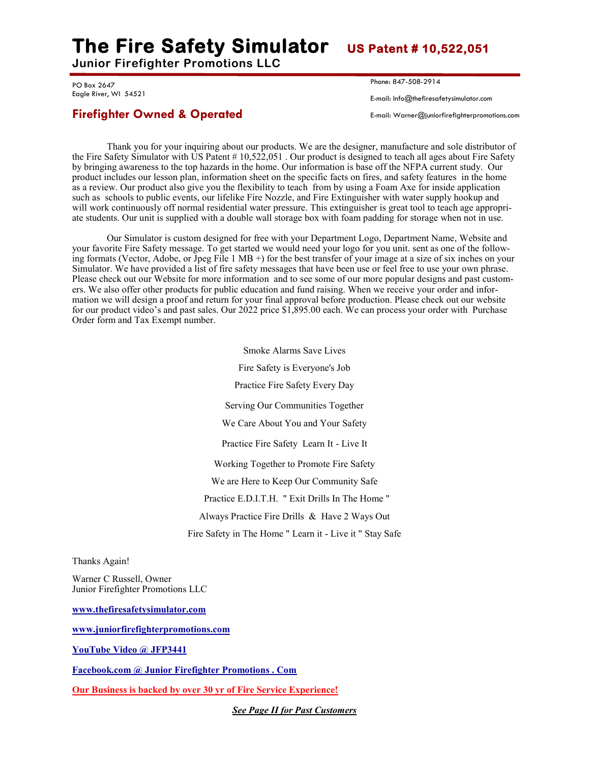# The Fire Safety Simulator **US Patent # 10,522,051**

**Junior Firefighter Promotions LLC**

PO Box 2647
Eagle River, WI 54521

Phone: 847-508-2914

E-mail: Info@thefiresafetysimulator.com

E-mail: Warner@juniorfirefighterpromotions.com

## Firefighter Owned & Operated

Thank you for your inquiring about our products. We are the designer, manufacture and sole distributor of the Fire Safety Simulator with US Patent # 10,522,051 . Our product is designed to teach all ages about Fire Safety by bringing awareness to the top hazards in the home. Our information is base off the NFPA current study. Our product includes our lesson plan, information sheet on the specific facts on fires, and safety features in the home as a review. Our product also give you the flexibility to teach from by using a Foam Axe for inside application such as schools to public events, our lifelike Fire Nozzle, and Fire Extinguisher with water supply hookup and will work continuously off normal residential water pressure. This extinguisher is great tool to teach age appropriate students. Our unit is supplied with a double wall storage box with foam padding for storage when not in use.

Our Simulator is custom designed for free with your Department Logo, Department Name, Website and your favorite Fire Safety message. To get started we would need your logo for you unit. sent as one of the following formats (Vector, Adobe, or Jpeg File 1 MB +) for the best transfer of your image at a size of six inches on your Simulator. We have provided a list of fire safety messages that have been use or feel free to use your own phrase. Please check out our Website for more information and to see some of our more popular designs and past customers. We also offer other products for public education and fund raising. When we receive your order and information we will design a proof and return for your final approval before production. Please check out our website for our product video's and past sales. Our 2022 price $1,895.00 each. We can process your order with Purchase Order form and Tax Exempt number.

Smoke Alarms Save Lives

Fire Safety is Everyone's Job

Practice Fire Safety Every Day

Serving Our Communities Together

We Care About You and Your Safety

Practice Fire Safety Learn It - Live It

Working Together to Promote Fire Safety

We are Here to Keep Our Community Safe

Practice E.D.I.T.H. " Exit Drills In The Home "

Always Practice Fire Drills & Have 2 Ways Out

Fire Safety in The Home " Learn it - Live it " Stay Safe

Thanks Again!

Warner C Russell, Owner
Junior Firefighter Promotions LLC

**www.thefiresafetysimulator.com**

**www.juniorfirefighterpromotions.com**

**YouTube Video @ JFP3441**

**Facebook.com @ Junior Firefighter Promotions . Com**

**Our Business is backed by over 30 yr of Fire Service Experience!**

***See Page II for Past Customers***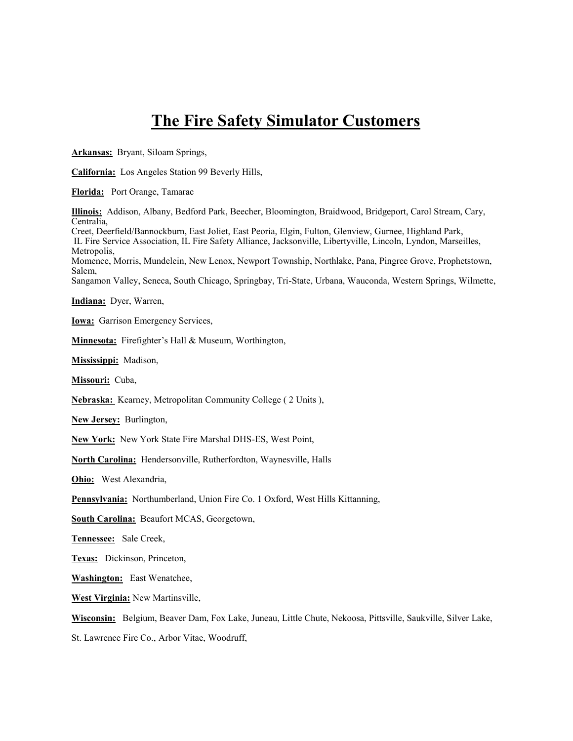# The Fire Safety Simulator Customers

**Arkansas:** Bryant, Siloam Springs,

**California:** Los Angeles Station 99 Beverly Hills,

**Florida:** Port Orange, Tamarac

**Illinois:** Addison, Albany, Bedford Park, Beecher, Bloomington, Braidwood, Bridgeport, Carol Stream, Cary, Centralia,
Creet, Deerfield/Bannockburn, East Joliet, East Peoria, Elgin, Fulton, Glenview, Gurnee, Highland Park,
IL Fire Service Association, IL Fire Safety Alliance, Jacksonville, Libertyville, Lincoln, Lyndon, Marseilles, Metropolis,
Momence, Morris, Mundelein, New Lenox, Newport Township, Northlake, Pana, Pingree Grove, Prophetstown, Salem,
Sangamon Valley, Seneca, South Chicago, Springbay, Tri-State, Urbana, Wauconda, Western Springs, Wilmette,

**Indiana:** Dyer, Warren,

**Iowa:** Garrison Emergency Services,

**Minnesota:** Firefighter's Hall & Museum, Worthington,

**Mississippi:** Madison,

**Missouri:** Cuba,

**Nebraska:** Kearney, Metropolitan Community College ( 2 Units ),

**New Jersey:** Burlington,

**New York:** New York State Fire Marshal DHS-ES, West Point,

**North Carolina:** Hendersonville, Rutherfordton, Waynesville, Halls

**Ohio:** West Alexandria,

**Pennsylvania:** Northumberland, Union Fire Co. 1 Oxford, West Hills Kittanning,

**South Carolina:** Beaufort MCAS, Georgetown,

**Tennessee:** Sale Creek,

**Texas:** Dickinson, Princeton,

**Washington:** East Wenatchee,

**West Virginia:** New Martinsville,

**Wisconsin:** Belgium, Beaver Dam, Fox Lake, Juneau, Little Chute, Nekoosa, Pittsville, Saukville, Silver Lake,

St. Lawrence Fire Co., Arbor Vitae, Woodruff,